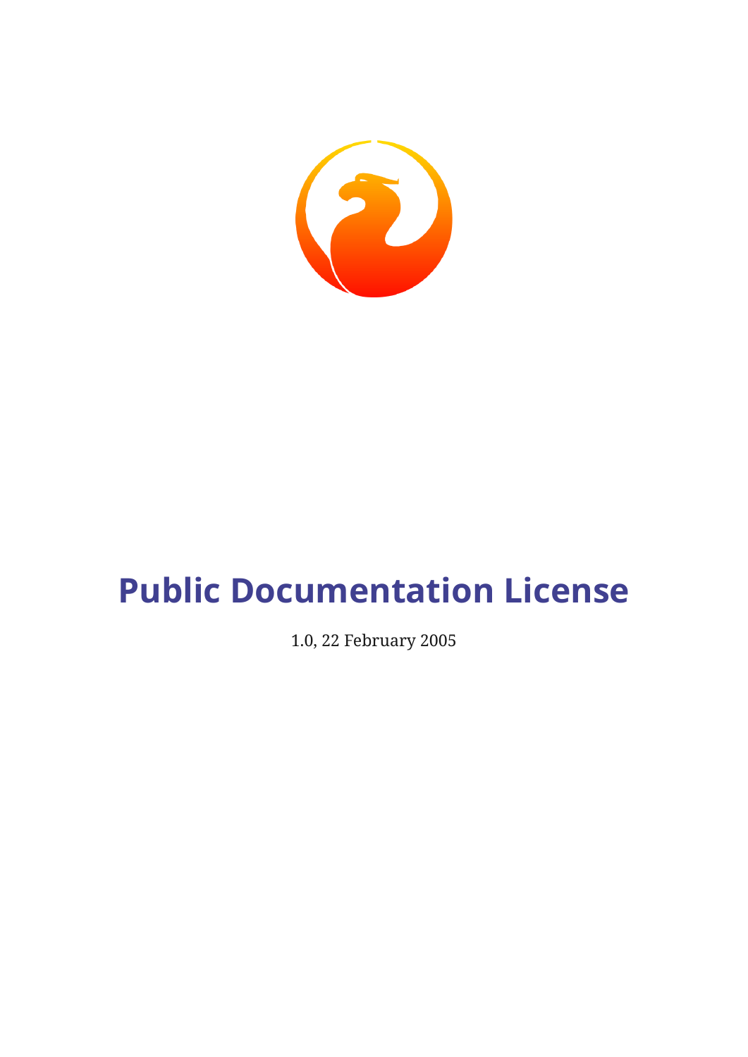# Public Documentation License

1.0, 22 February 2005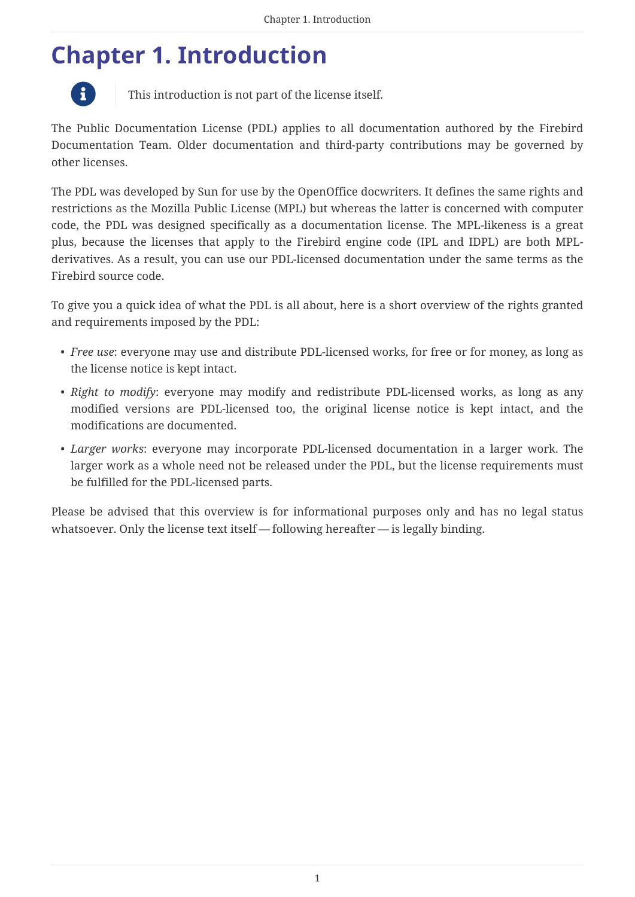# Chapter 1. Introduction

> This introduction is not part of the license itself.

The Public Documentation License (PDL) applies to all documentation authored by the Firebird Documentation Team. Older documentation and third-party contributions may be governed by other licenses.

The PDL was developed by Sun for use by the OpenOffice docwriters. It defines the same rights and restrictions as the Mozilla Public License (MPL) but whereas the latter is concerned with computer code, the PDL was designed specifically as a documentation license. The MPL-likeness is a great plus, because the licenses that apply to the Firebird engine code (IPL and IDPL) are both MPL-derivatives. As a result, you can use our PDL-licensed documentation under the same terms as the Firebird source code.

To give you a quick idea of what the PDL is all about, here is a short overview of the rights granted and requirements imposed by the PDL:

- *Free use*: everyone may use and distribute PDL-licensed works, for free or for money, as long as the license notice is kept intact.
- *Right to modify*: everyone may modify and redistribute PDL-licensed works, as long as any modified versions are PDL-licensed too, the original license notice is kept intact, and the modifications are documented.
- *Larger works*: everyone may incorporate PDL-licensed documentation in a larger work. The larger work as a whole need not be released under the PDL, but the license requirements must be fulfilled for the PDL-licensed parts.

Please be advised that this overview is for informational purposes only and has no legal status whatsoever. Only the license text itself — following hereafter — is legally binding.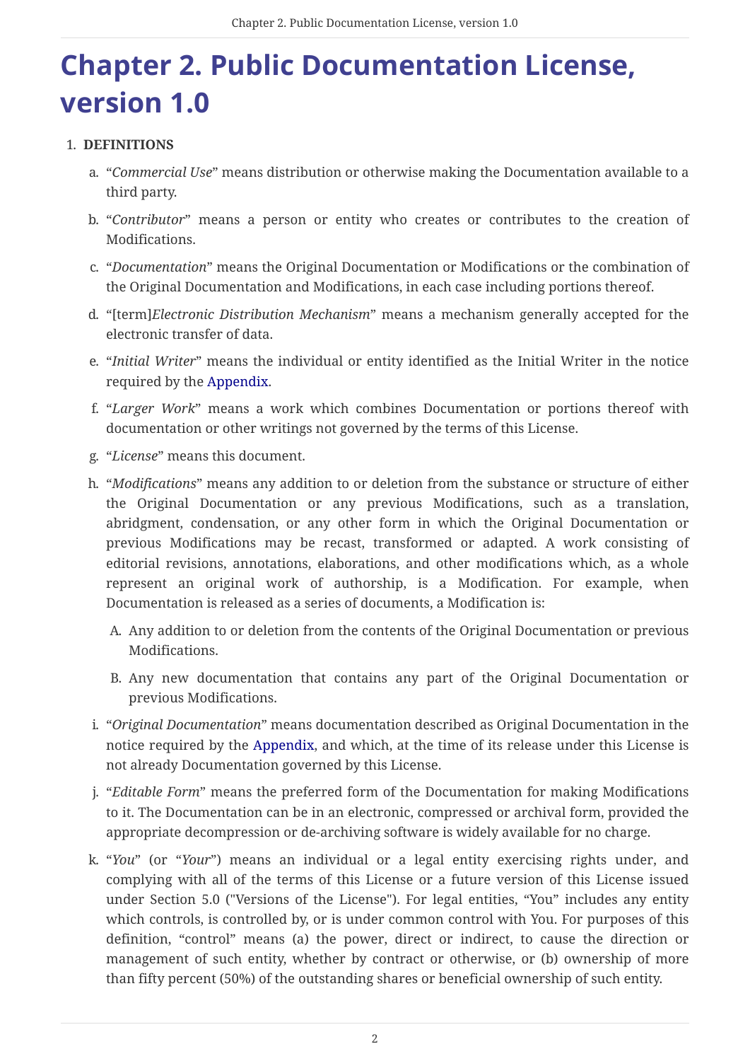# Chapter 2. Public Documentation License, version 1.0

1. **DEFINITIONS**

   a. "*Commercial Use*" means distribution or otherwise making the Documentation available to a third party.

   b. "*Contributor*" means a person or entity who creates or contributes to the creation of Modifications.

   c. "*Documentation*" means the Original Documentation or Modifications or the combination of the Original Documentation and Modifications, in each case including portions thereof.

   d. "[term]*Electronic Distribution Mechanism*" means a mechanism generally accepted for the electronic transfer of data.

   e. "*Initial Writer*" means the individual or entity identified as the Initial Writer in the notice required by the Appendix.

   f. "*Larger Work*" means a work which combines Documentation or portions thereof with documentation or other writings not governed by the terms of this License.

   g. "*License*" means this document.

   h. "*Modifications*" means any addition to or deletion from the substance or structure of either the Original Documentation or any previous Modifications, such as a translation, abridgment, condensation, or any other form in which the Original Documentation or previous Modifications may be recast, transformed or adapted. A work consisting of editorial revisions, annotations, elaborations, and other modifications which, as a whole represent an original work of authorship, is a Modification. For example, when Documentation is released as a series of documents, a Modification is:

      A. Any addition to or deletion from the contents of the Original Documentation or previous Modifications.

      B. Any new documentation that contains any part of the Original Documentation or previous Modifications.

   i. "*Original Documentation*" means documentation described as Original Documentation in the notice required by the Appendix, and which, at the time of its release under this License is not already Documentation governed by this License.

   j. "*Editable Form*" means the preferred form of the Documentation for making Modifications to it. The Documentation can be in an electronic, compressed or archival form, provided the appropriate decompression or de-archiving software is widely available for no charge.

   k. "*You*" (or "*Your*") means an individual or a legal entity exercising rights under, and complying with all of the terms of this License or a future version of this License issued under Section 5.0 ("Versions of the License"). For legal entities, "You" includes any entity which controls, is controlled by, or is under common control with You. For purposes of this definition, "control" means (a) the power, direct or indirect, to cause the direction or management of such entity, whether by contract or otherwise, or (b) ownership of more than fifty percent (50%) of the outstanding shares or beneficial ownership of such entity.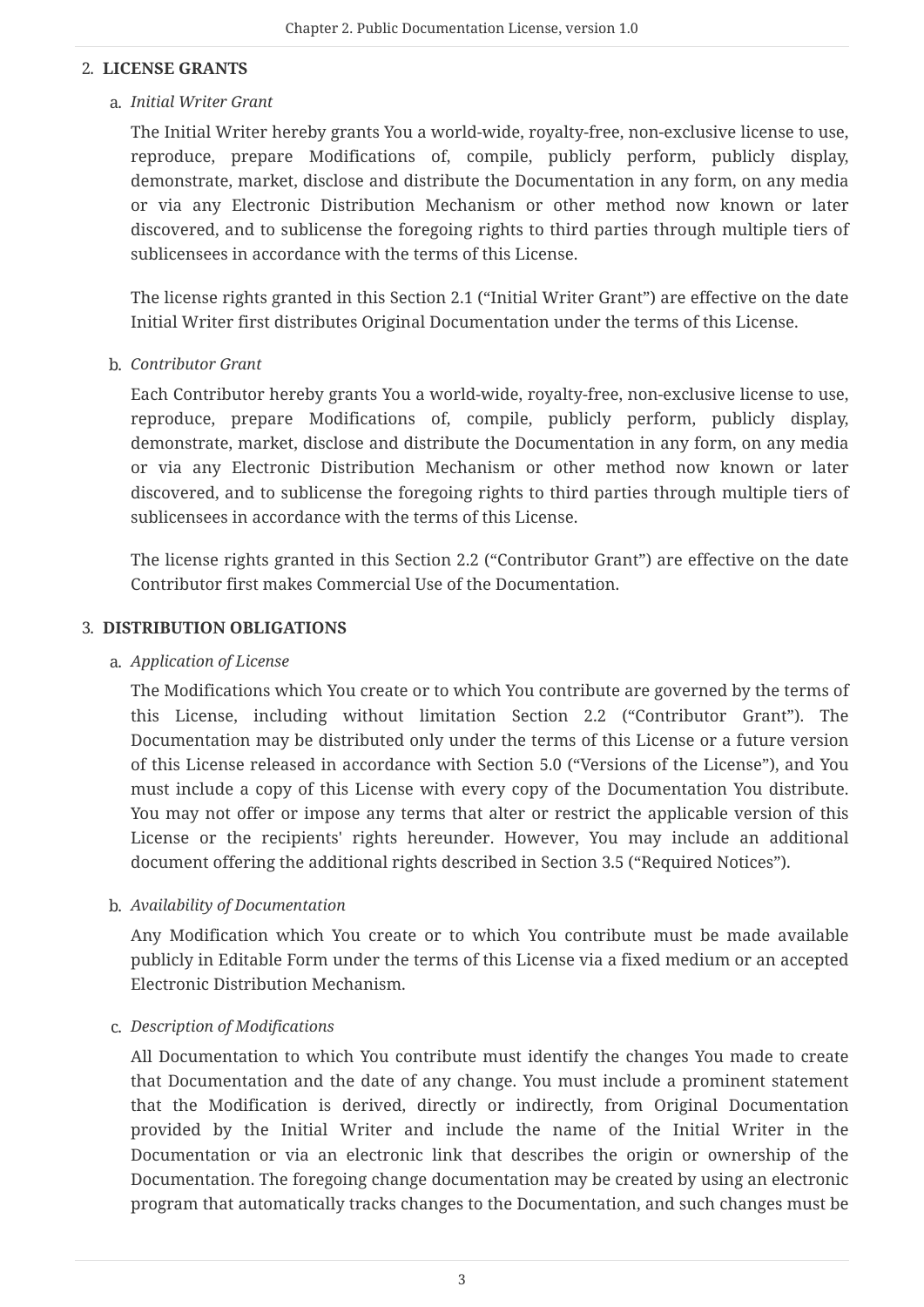2. **LICENSE GRANTS**

   a. *Initial Writer Grant*

      The Initial Writer hereby grants You a world-wide, royalty-free, non-exclusive license to use, reproduce, prepare Modifications of, compile, publicly perform, publicly display, demonstrate, market, disclose and distribute the Documentation in any form, on any media or via any Electronic Distribution Mechanism or other method now known or later discovered, and to sublicense the foregoing rights to third parties through multiple tiers of sublicensees in accordance with the terms of this License.

      The license rights granted in this Section 2.1 ("Initial Writer Grant") are effective on the date Initial Writer first distributes Original Documentation under the terms of this License.

   b. *Contributor Grant*

      Each Contributor hereby grants You a world-wide, royalty-free, non-exclusive license to use, reproduce, prepare Modifications of, compile, publicly perform, publicly display, demonstrate, market, disclose and distribute the Documentation in any form, on any media or via any Electronic Distribution Mechanism or other method now known or later discovered, and to sublicense the foregoing rights to third parties through multiple tiers of sublicensees in accordance with the terms of this License.

      The license rights granted in this Section 2.2 ("Contributor Grant") are effective on the date Contributor first makes Commercial Use of the Documentation.

3. **DISTRIBUTION OBLIGATIONS**

   a. *Application of License*

      The Modifications which You create or to which You contribute are governed by the terms of this License, including without limitation Section 2.2 ("Contributor Grant"). The Documentation may be distributed only under the terms of this License or a future version of this License released in accordance with Section 5.0 ("Versions of the License"), and You must include a copy of this License with every copy of the Documentation You distribute. You may not offer or impose any terms that alter or restrict the applicable version of this License or the recipients' rights hereunder. However, You may include an additional document offering the additional rights described in Section 3.5 ("Required Notices").

   b. *Availability of Documentation*

      Any Modification which You create or to which You contribute must be made available publicly in Editable Form under the terms of this License via a fixed medium or an accepted Electronic Distribution Mechanism.

   c. *Description of Modifications*

      All Documentation to which You contribute must identify the changes You made to create that Documentation and the date of any change. You must include a prominent statement that the Modification is derived, directly or indirectly, from Original Documentation provided by the Initial Writer and include the name of the Initial Writer in the Documentation or via an electronic link that describes the origin or ownership of the Documentation. The foregoing change documentation may be created by using an electronic program that automatically tracks changes to the Documentation, and such changes must be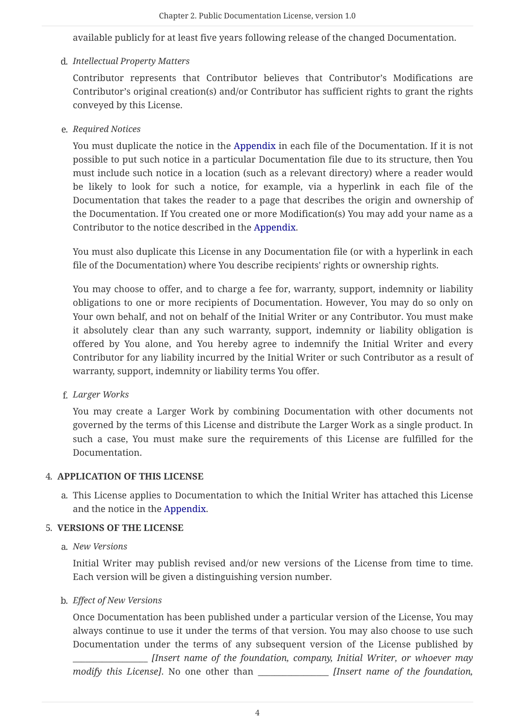available publicly for at least five years following release of the changed Documentation.

d. *Intellectual Property Matters*

   Contributor represents that Contributor believes that Contributor's Modifications are Contributor's original creation(s) and/or Contributor has sufficient rights to grant the rights conveyed by this License.

e. *Required Notices*

   You must duplicate the notice in the Appendix in each file of the Documentation. If it is not possible to put such notice in a particular Documentation file due to its structure, then You must include such notice in a location (such as a relevant directory) where a reader would be likely to look for such a notice, for example, via a hyperlink in each file of the Documentation that takes the reader to a page that describes the origin and ownership of the Documentation. If You created one or more Modification(s) You may add your name as a Contributor to the notice described in the Appendix.

   You must also duplicate this License in any Documentation file (or with a hyperlink in each file of the Documentation) where You describe recipients' rights or ownership rights.

   You may choose to offer, and to charge a fee for, warranty, support, indemnity or liability obligations to one or more recipients of Documentation. However, You may do so only on Your own behalf, and not on behalf of the Initial Writer or any Contributor. You must make it absolutely clear than any such warranty, support, indemnity or liability obligation is offered by You alone, and You hereby agree to indemnify the Initial Writer and every Contributor for any liability incurred by the Initial Writer or such Contributor as a result of warranty, support, indemnity or liability terms You offer.

f. *Larger Works*

   You may create a Larger Work by combining Documentation with other documents not governed by the terms of this License and distribute the Larger Work as a single product. In such a case, You must make sure the requirements of this License are fulfilled for the Documentation.

4. **APPLICATION OF THIS LICENSE**

   a. This License applies to Documentation to which the Initial Writer has attached this License and the notice in the Appendix.

5. **VERSIONS OF THE LICENSE**

   a. *New Versions*

      Initial Writer may publish revised and/or new versions of the License from time to time. Each version will be given a distinguishing version number.

   b. *Effect of New Versions*

      Once Documentation has been published under a particular version of the License, You may always continue to use it under the terms of that version. You may also choose to use such Documentation under the terms of any subsequent version of the License published by __________________ *[Insert name of the foundation, company, Initial Writer, or whoever may modify this License]*. No one other than _________________ *[Insert name of the foundation,*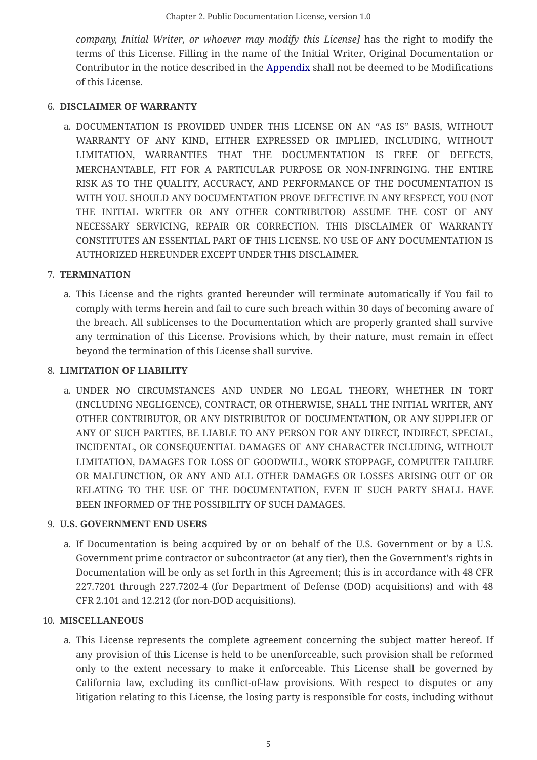*company, Initial Writer, or whoever may modify this License]* has the right to modify the terms of this License. Filling in the name of the Initial Writer, Original Documentation or Contributor in the notice described in the Appendix shall not be deemed to be Modifications of this License.

6. **DISCLAIMER OF WARRANTY**

   a. DOCUMENTATION IS PROVIDED UNDER THIS LICENSE ON AN “AS IS” BASIS, WITHOUT WARRANTY OF ANY KIND, EITHER EXPRESSED OR IMPLIED, INCLUDING, WITHOUT LIMITATION, WARRANTIES THAT THE DOCUMENTATION IS FREE OF DEFECTS, MERCHANTABLE, FIT FOR A PARTICULAR PURPOSE OR NON-INFRINGING. THE ENTIRE RISK AS TO THE QUALITY, ACCURACY, AND PERFORMANCE OF THE DOCUMENTATION IS WITH YOU. SHOULD ANY DOCUMENTATION PROVE DEFECTIVE IN ANY RESPECT, YOU (NOT THE INITIAL WRITER OR ANY OTHER CONTRIBUTOR) ASSUME THE COST OF ANY NECESSARY SERVICING, REPAIR OR CORRECTION. THIS DISCLAIMER OF WARRANTY CONSTITUTES AN ESSENTIAL PART OF THIS LICENSE. NO USE OF ANY DOCUMENTATION IS AUTHORIZED HEREUNDER EXCEPT UNDER THIS DISCLAIMER.

7. **TERMINATION**

   a. This License and the rights granted hereunder will terminate automatically if You fail to comply with terms herein and fail to cure such breach within 30 days of becoming aware of the breach. All sublicenses to the Documentation which are properly granted shall survive any termination of this License. Provisions which, by their nature, must remain in effect beyond the termination of this License shall survive.

8. **LIMITATION OF LIABILITY**

   a. UNDER NO CIRCUMSTANCES AND UNDER NO LEGAL THEORY, WHETHER IN TORT (INCLUDING NEGLIGENCE), CONTRACT, OR OTHERWISE, SHALL THE INITIAL WRITER, ANY OTHER CONTRIBUTOR, OR ANY DISTRIBUTOR OF DOCUMENTATION, OR ANY SUPPLIER OF ANY OF SUCH PARTIES, BE LIABLE TO ANY PERSON FOR ANY DIRECT, INDIRECT, SPECIAL, INCIDENTAL, OR CONSEQUENTIAL DAMAGES OF ANY CHARACTER INCLUDING, WITHOUT LIMITATION, DAMAGES FOR LOSS OF GOODWILL, WORK STOPPAGE, COMPUTER FAILURE OR MALFUNCTION, OR ANY AND ALL OTHER DAMAGES OR LOSSES ARISING OUT OF OR RELATING TO THE USE OF THE DOCUMENTATION, EVEN IF SUCH PARTY SHALL HAVE BEEN INFORMED OF THE POSSIBILITY OF SUCH DAMAGES.

9. **U.S. GOVERNMENT END USERS**

   a. If Documentation is being acquired by or on behalf of the U.S. Government or by a U.S. Government prime contractor or subcontractor (at any tier), then the Government’s rights in Documentation will be only as set forth in this Agreement; this is in accordance with 48 CFR 227.7201 through 227.7202-4 (for Department of Defense (DOD) acquisitions) and with 48 CFR 2.101 and 12.212 (for non-DOD acquisitions).

10. **MISCELLANEOUS**

    a. This License represents the complete agreement concerning the subject matter hereof. If any provision of this License is held to be unenforceable, such provision shall be reformed only to the extent necessary to make it enforceable. This License shall be governed by California law, excluding its conflict-of-law provisions. With respect to disputes or any litigation relating to this License, the losing party is responsible for costs, including without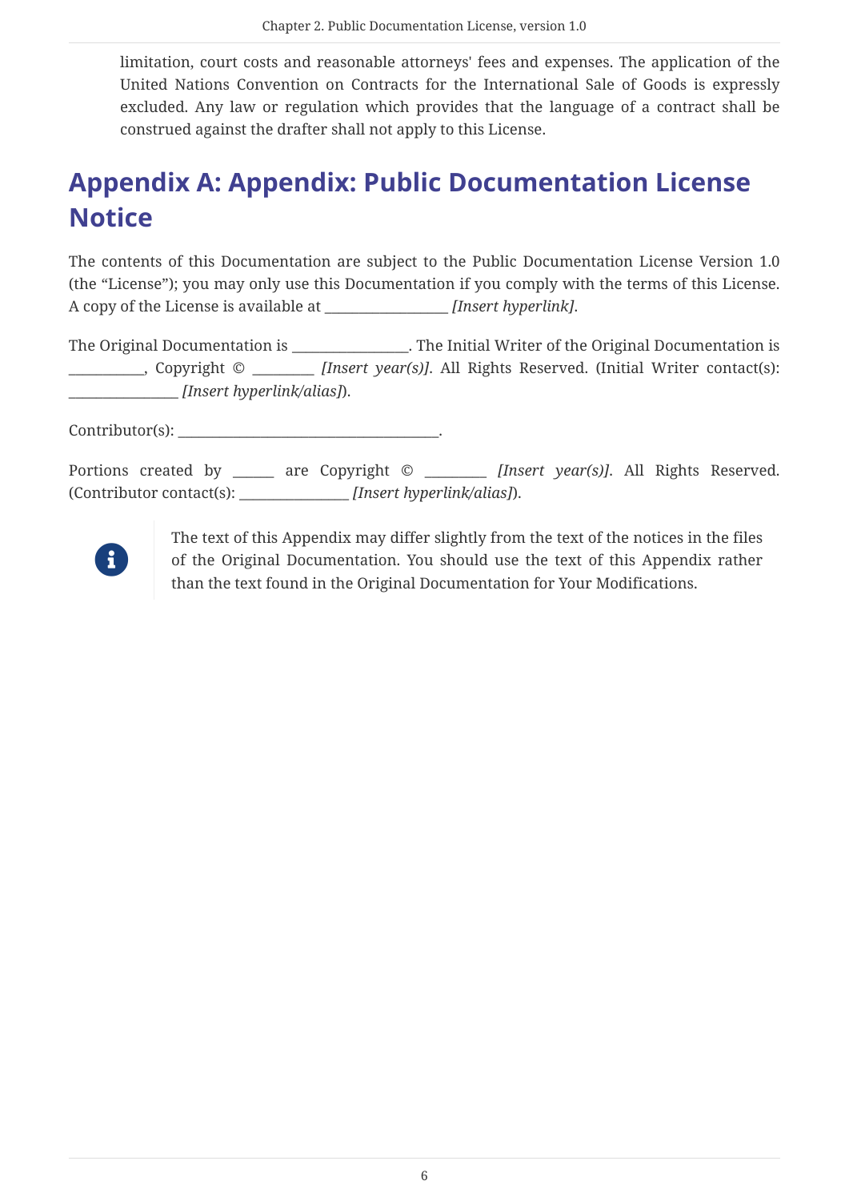limitation, court costs and reasonable attorneys' fees and expenses. The application of the United Nations Convention on Contracts for the International Sale of Goods is expressly excluded. Any law or regulation which provides that the language of a contract shall be construed against the drafter shall not apply to this License.

# Appendix A: Appendix: Public Documentation License Notice

The contents of this Documentation are subject to the Public Documentation License Version 1.0 (the "License"); you may only use this Documentation if you comply with the terms of this License. A copy of the License is available at _________________ *[Insert hyperlink]*.

The Original Documentation is ________________. The Initial Writer of the Original Documentation is ___________, Copyright © _________ *[Insert year(s)]*. All Rights Reserved. (Initial Writer contact(s): ________________ *[Insert hyperlink/alias]*).

Contributor(s): _____________________________________.

Portions created by ______ are Copyright © _________ *[Insert year(s)]*. All Rights Reserved. (Contributor contact(s): ________________ *[Insert hyperlink/alias]*).

> The text of this Appendix may differ slightly from the text of the notices in the files of the Original Documentation. You should use the text of this Appendix rather than the text found in the Original Documentation for Your Modifications.